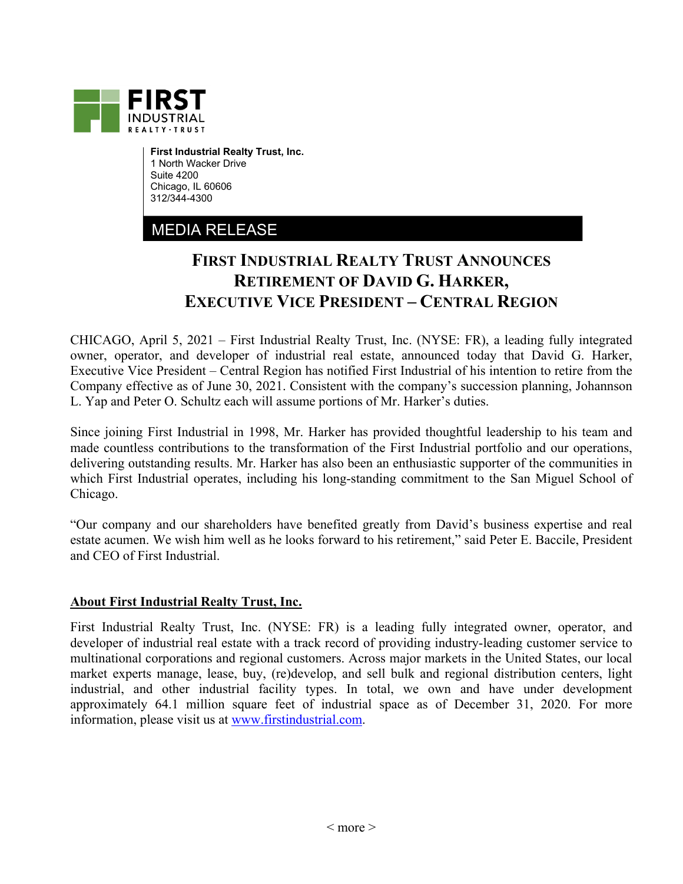FIRST INDUSTRIAL REALTY·TRUST

**First Industrial Realty Trust, Inc.**
1 North Wacker Drive
Suite 4200
Chicago, IL 60606
312/344-4300

MEDIA RELEASE

# FIRST INDUSTRIAL REALTY TRUST ANNOUNCES RETIREMENT OF DAVID G. HARKER, EXECUTIVE VICE PRESIDENT – CENTRAL REGION

CHICAGO, April 5, 2021 – First Industrial Realty Trust, Inc. (NYSE: FR), a leading fully integrated owner, operator, and developer of industrial real estate, announced today that David G. Harker, Executive Vice President – Central Region has notified First Industrial of his intention to retire from the Company effective as of June 30, 2021. Consistent with the company's succession planning, Johannson L. Yap and Peter O. Schultz each will assume portions of Mr. Harker's duties.

Since joining First Industrial in 1998, Mr. Harker has provided thoughtful leadership to his team and made countless contributions to the transformation of the First Industrial portfolio and our operations, delivering outstanding results. Mr. Harker has also been an enthusiastic supporter of the communities in which First Industrial operates, including his long-standing commitment to the San Miguel School of Chicago.

"Our company and our shareholders have benefited greatly from David's business expertise and real estate acumen. We wish him well as he looks forward to his retirement," said Peter E. Baccile, President and CEO of First Industrial.

## About First Industrial Realty Trust, Inc.

First Industrial Realty Trust, Inc. (NYSE: FR) is a leading fully integrated owner, operator, and developer of industrial real estate with a track record of providing industry-leading customer service to multinational corporations and regional customers. Across major markets in the United States, our local market experts manage, lease, buy, (re)develop, and sell bulk and regional distribution centers, light industrial, and other industrial facility types. In total, we own and have under development approximately 64.1 million square feet of industrial space as of December 31, 2020. For more information, please visit us at www.firstindustrial.com.

< more >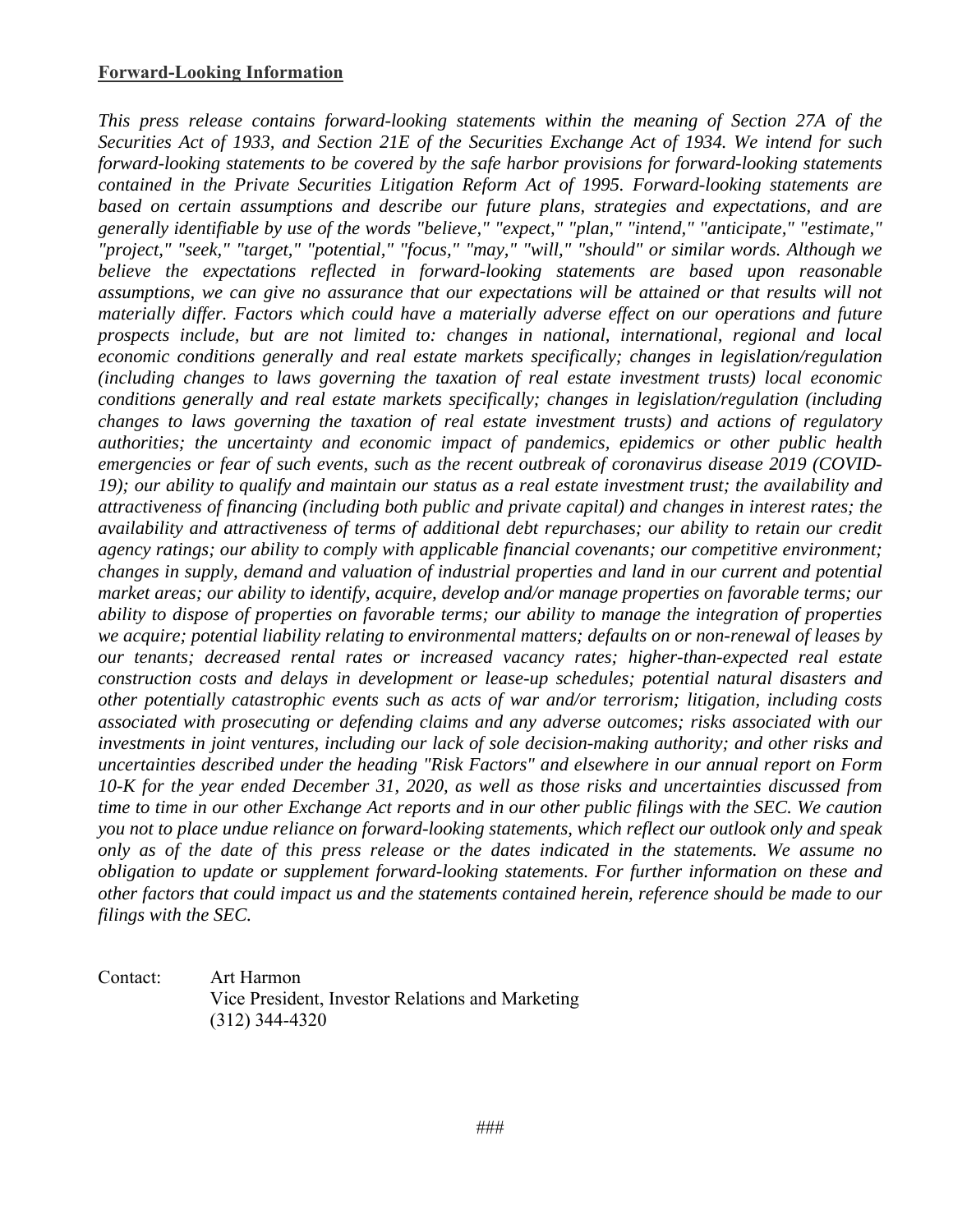**Forward-Looking Information**

*This press release contains forward-looking statements within the meaning of Section 27A of the Securities Act of 1933, and Section 21E of the Securities Exchange Act of 1934. We intend for such forward-looking statements to be covered by the safe harbor provisions for forward-looking statements contained in the Private Securities Litigation Reform Act of 1995. Forward-looking statements are based on certain assumptions and describe our future plans, strategies and expectations, and are generally identifiable by use of the words "believe," "expect," "plan," "intend," "anticipate," "estimate," "project," "seek," "target," "potential," "focus," "may," "will," "should" or similar words. Although we believe the expectations reflected in forward-looking statements are based upon reasonable assumptions, we can give no assurance that our expectations will be attained or that results will not materially differ. Factors which could have a materially adverse effect on our operations and future prospects include, but are not limited to: changes in national, international, regional and local economic conditions generally and real estate markets specifically; changes in legislation/regulation (including changes to laws governing the taxation of real estate investment trusts) local economic conditions generally and real estate markets specifically; changes in legislation/regulation (including changes to laws governing the taxation of real estate investment trusts) and actions of regulatory authorities; the uncertainty and economic impact of pandemics, epidemics or other public health emergencies or fear of such events, such as the recent outbreak of coronavirus disease 2019 (COVID-19); our ability to qualify and maintain our status as a real estate investment trust; the availability and attractiveness of financing (including both public and private capital) and changes in interest rates; the availability and attractiveness of terms of additional debt repurchases; our ability to retain our credit agency ratings; our ability to comply with applicable financial covenants; our competitive environment; changes in supply, demand and valuation of industrial properties and land in our current and potential market areas; our ability to identify, acquire, develop and/or manage properties on favorable terms; our ability to dispose of properties on favorable terms; our ability to manage the integration of properties we acquire; potential liability relating to environmental matters; defaults on or non-renewal of leases by our tenants; decreased rental rates or increased vacancy rates; higher-than-expected real estate construction costs and delays in development or lease-up schedules; potential natural disasters and other potentially catastrophic events such as acts of war and/or terrorism; litigation, including costs associated with prosecuting or defending claims and any adverse outcomes; risks associated with our investments in joint ventures, including our lack of sole decision-making authority; and other risks and uncertainties described under the heading "Risk Factors" and elsewhere in our annual report on Form 10-K for the year ended December 31, 2020, as well as those risks and uncertainties discussed from time to time in our other Exchange Act reports and in our other public filings with the SEC. We caution you not to place undue reliance on forward-looking statements, which reflect our outlook only and speak only as of the date of this press release or the dates indicated in the statements. We assume no obligation to update or supplement forward-looking statements. For further information on these and other factors that could impact us and the statements contained herein, reference should be made to our filings with the SEC.*

Contact: Art Harmon
Vice President, Investor Relations and Marketing
(312) 344-4320

###